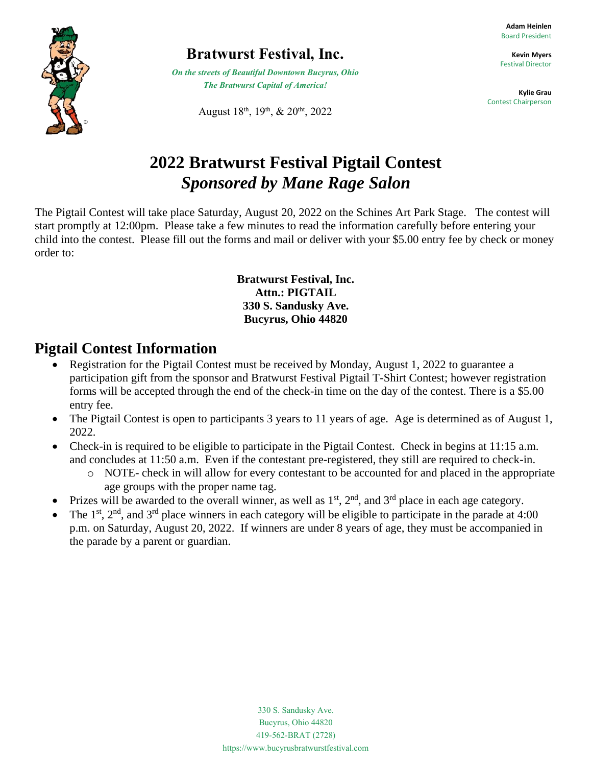# Bratwurst Festival, Inc.

*On the streets of Beautiful Downtown Bucyrus, Ohio*
*The Bratwurst Capital of America!*

August 18th, 19th, & 20tht, 2022

**Adam Heinlen**
Board President

**Kevin Myers**
Festival Director

**Kylie Grau**
Contest Chairperson

# 2022 Bratwurst Festival Pigtail Contest
## *Sponsored by Mane Rage Salon*

The Pigtail Contest will take place Saturday, August 20, 2022 on the Schines Art Park Stage. The contest will start promptly at 12:00pm. Please take a few minutes to read the information carefully before entering your child into the contest. Please fill out the forms and mail or deliver with your $5.00 entry fee by check or money order to:

**Bratwurst Festival, Inc.**
**Attn.: PIGTAIL**
**330 S. Sandusky Ave.**
**Bucyrus, Ohio 44820**

## Pigtail Contest Information

- Registration for the Pigtail Contest must be received by Monday, August 1, 2022 to guarantee a participation gift from the sponsor and Bratwurst Festival Pigtail T-Shirt Contest; however registration forms will be accepted through the end of the check-in time on the day of the contest. There is a $5.00 entry fee.
- The Pigtail Contest is open to participants 3 years to 11 years of age. Age is determined as of August 1, 2022.
- Check-in is required to be eligible to participate in the Pigtail Contest. Check in begins at 11:15 a.m. and concludes at 11:50 a.m. Even if the contestant pre-registered, they still are required to check-in.
  - NOTE- check in will allow for every contestant to be accounted for and placed in the appropriate age groups with the proper name tag.
- Prizes will be awarded to the overall winner, as well as 1st, 2nd, and 3rd place in each age category.
- The 1st, 2nd, and 3rd place winners in each category will be eligible to participate in the parade at 4:00 p.m. on Saturday, August 20, 2022. If winners are under 8 years of age, they must be accompanied in the parade by a parent or guardian.

330 S. Sandusky Ave.
Bucyrus, Ohio 44820
419-562-BRAT (2728)
https://www.bucyrusbratwurstfestival.com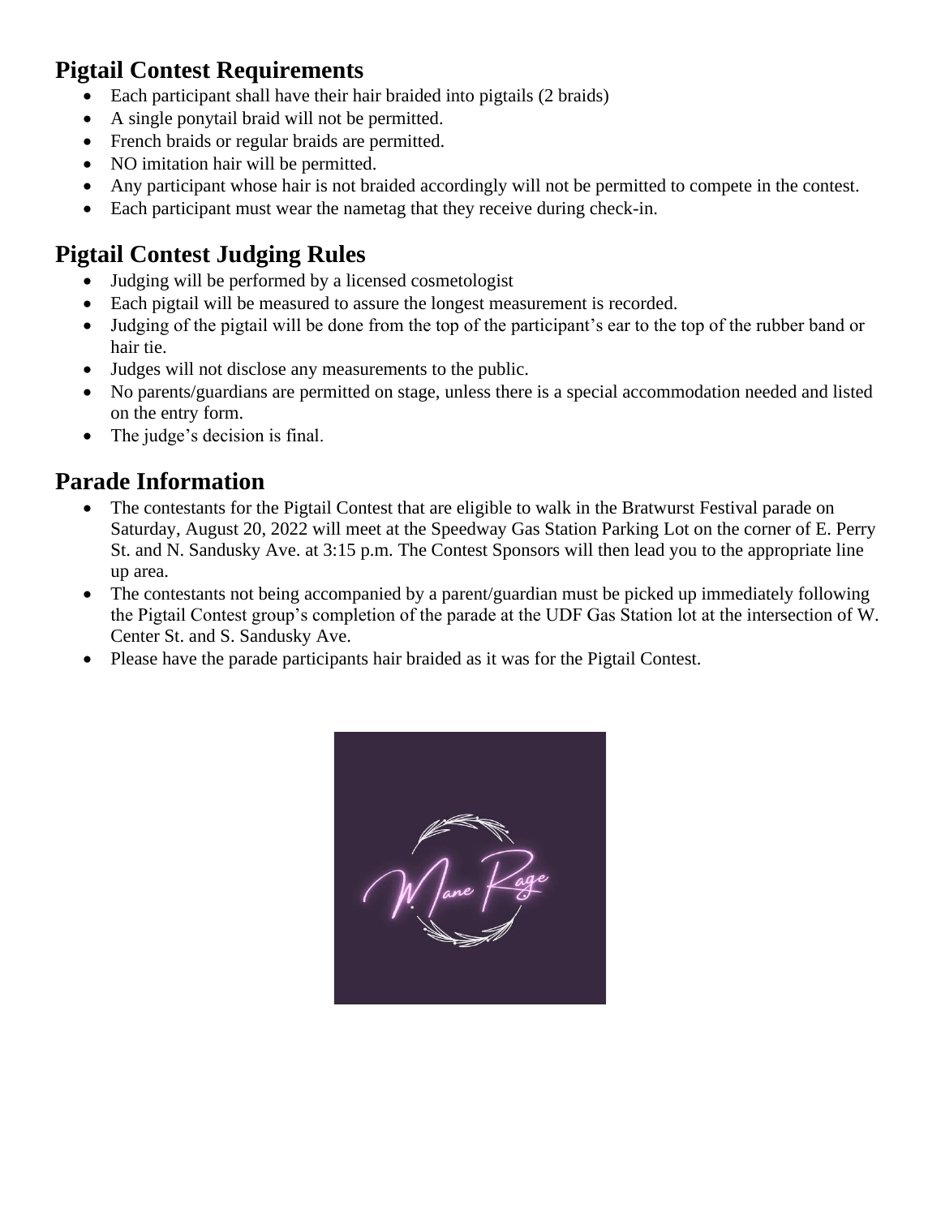## Pigtail Contest Requirements

- Each participant shall have their hair braided into pigtails (2 braids)
- A single ponytail braid will not be permitted.
- French braids or regular braids are permitted.
- NO imitation hair will be permitted.
- Any participant whose hair is not braided accordingly will not be permitted to compete in the contest.
- Each participant must wear the nametag that they receive during check-in.

## Pigtail Contest Judging Rules

- Judging will be performed by a licensed cosmetologist
- Each pigtail will be measured to assure the longest measurement is recorded.
- Judging of the pigtail will be done from the top of the participant's ear to the top of the rubber band or hair tie.
- Judges will not disclose any measurements to the public.
- No parents/guardians are permitted on stage, unless there is a special accommodation needed and listed on the entry form.
- The judge's decision is final.

## Parade Information

- The contestants for the Pigtail Contest that are eligible to walk in the Bratwurst Festival parade on Saturday, August 20, 2022 will meet at the Speedway Gas Station Parking Lot on the corner of E. Perry St. and N. Sandusky Ave. at 3:15 p.m. The Contest Sponsors will then lead you to the appropriate line up area.
- The contestants not being accompanied by a parent/guardian must be picked up immediately following the Pigtail Contest group's completion of the parade at the UDF Gas Station lot at the intersection of W. Center St. and S. Sandusky Ave.
- Please have the parade participants hair braided as it was for the Pigtail Contest.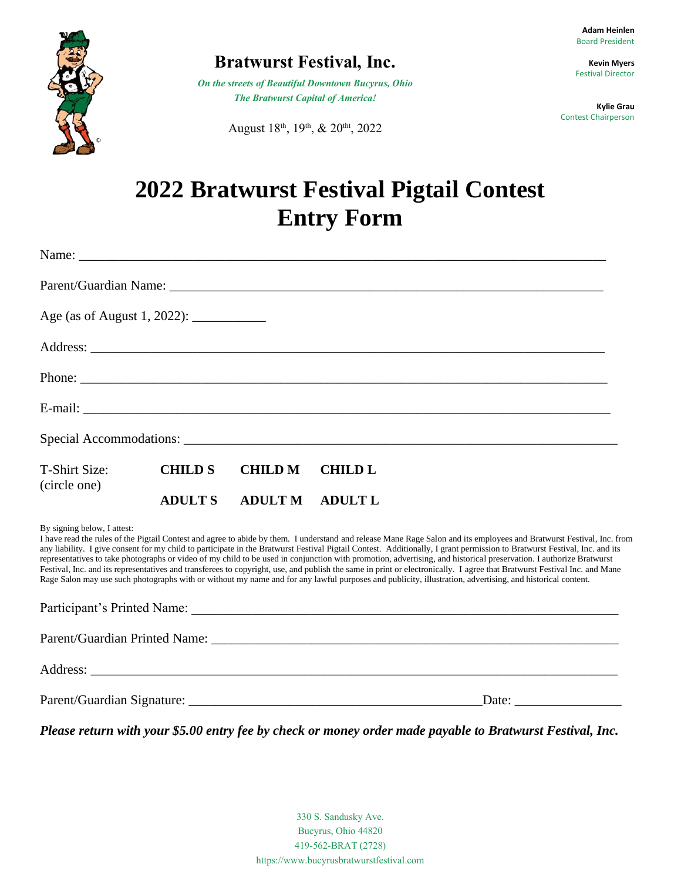**Adam Heinlen**
Board President

**Kevin Myers**
Festival Director

**Kylie Grau**
Contest Chairperson

**Bratwurst Festival, Inc.**

*On the streets of Beautiful Downtown Bucyrus, Ohio*
*The Bratwurst Capital of America!*

August 18th, 19th, & 20tht, 2022

# 2022 Bratwurst Festival Pigtail Contest Entry Form

Name: ______________________________________________________________________

Parent/Guardian Name: _______________________________________________________

Age (as of August 1, 2022): ___________

Address: ____________________________________________________________________

Phone: ______________________________________________________________________

E-mail: ______________________________________________________________________

Special Accommodations: ______________________________________________________

| | | | |
|---|---|---|---|
| T-Shirt Size: (circle one) | **CHILD S** | **CHILD M** | **CHILD L** |
| | **ADULT S** | **ADULT M** | **ADULT L** |

By signing below, I attest:
I have read the rules of the Pigtail Contest and agree to abide by them. I understand and release Mane Rage Salon and its employees and Bratwurst Festival, Inc. from any liability. I give consent for my child to participate in the Bratwurst Festival Pigtail Contest. Additionally, I grant permission to Bratwurst Festival, Inc. and its representatives to take photographs or video of my child to be used in conjunction with promotion, advertising, and historical preservation. I authorize Bratwurst Festival, Inc. and its representatives and transferees to copyright, use, and publish the same in print or electronically. I agree that Bratwurst Festival Inc. and Mane Rage Salon may use such photographs with or without my name and for any lawful purposes and publicity, illustration, advertising, and historical content.

Participant's Printed Name: ____________________________________________________

Parent/Guardian Printed Name: _________________________________________________

Address: ____________________________________________________________________

Parent/Guardian Signature: _____________________________________Date: _______________

***Please return with your $5.00 entry fee by check or money order made payable to Bratwurst Festival, Inc.***

330 S. Sandusky Ave.
Bucyrus, Ohio 44820
419-562-BRAT (2728)
https://www.bucyrusbratwurstfestival.com